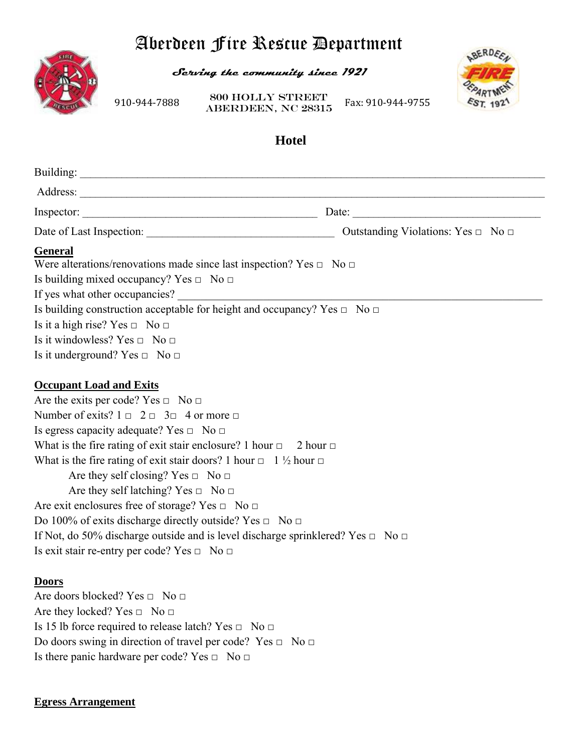# Aberdeen Fire Rescue Department

***Serving the community since 1921***

910-944-7888 | 800 HOLLY STREET ABERDEEN, NC 28315 | Fax: 910-944-9755

## Hotel

Building: ______________________________________________________________________________

Address: ______________________________________________________________________________

Inspector: ________________________________________ Date: ________________________________

Date of Last Inspection: ______________________________ Outstanding Violations: Yes □ No □

**General**

Were alterations/renovations made since last inspection? Yes □ No □

Is building mixed occupancy? Yes □ No □

If yes what other occupancies? ____________________________________________________________

Is building construction acceptable for height and occupancy? Yes □ No □

Is it a high rise? Yes □ No □

Is it windowless? Yes □ No □

Is it underground? Yes □ No □

**Occupant Load and Exits**

Are the exits per code? Yes □ No □

Number of exits? 1 □ 2 □ 3□ 4 or more □

Is egress capacity adequate? Yes □ No □

What is the fire rating of exit stair enclosure? 1 hour □ 2 hour □

What is the fire rating of exit stair doors? 1 hour □ 1 ½ hour □

Are they self closing? Yes □ No □

Are they self latching? Yes □ No □

Are exit enclosures free of storage? Yes □ No □

Do 100% of exits discharge directly outside? Yes □ No □

If Not, do 50% discharge outside and is level discharge sprinklered? Yes □ No □

Is exit stair re-entry per code? Yes □ No □

**Doors**

Are doors blocked? Yes □ No □

Are they locked? Yes □ No □

Is 15 lb force required to release latch? Yes □ No □

Do doors swing in direction of travel per code? Yes □ No □

Is there panic hardware per code? Yes □ No □

**Egress Arrangement**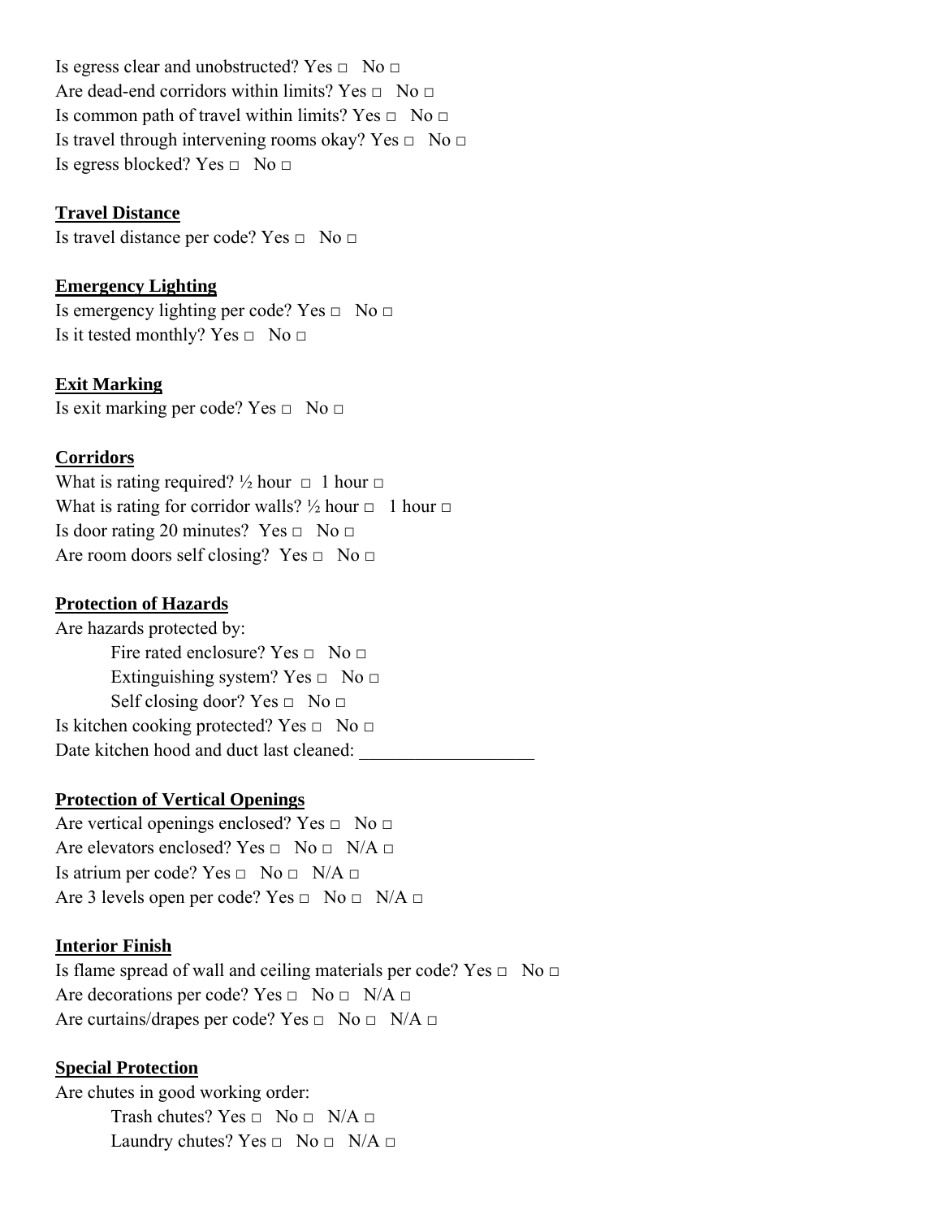Is egress clear and unobstructed? Yes □ No □
Are dead-end corridors within limits? Yes □ No □
Is common path of travel within limits? Yes □ No □
Is travel through intervening rooms okay? Yes □ No □
Is egress blocked? Yes □ No □

**Travel Distance**

Is travel distance per code? Yes □ No □

**Emergency Lighting**

Is emergency lighting per code? Yes □ No □
Is it tested monthly? Yes □ No □

**Exit Marking**

Is exit marking per code? Yes □ No □

**Corridors**

What is rating required? ½ hour □ 1 hour □
What is rating for corridor walls? ½ hour □ 1 hour □
Is door rating 20 minutes? Yes □ No □
Are room doors self closing? Yes □ No □

**Protection of Hazards**

Are hazards protected by:

- Fire rated enclosure? Yes □ No □
- Extinguishing system? Yes □ No □
- Self closing door? Yes □ No □

Is kitchen cooking protected? Yes □ No □
Date kitchen hood and duct last cleaned: ___________________

**Protection of Vertical Openings**

Are vertical openings enclosed? Yes □ No □
Are elevators enclosed? Yes □ No □ N/A □
Is atrium per code? Yes □ No □ N/A □
Are 3 levels open per code? Yes □ No □ N/A □

**Interior Finish**

Is flame spread of wall and ceiling materials per code? Yes □ No □
Are decorations per code? Yes □ No □ N/A □
Are curtains/drapes per code? Yes □ No □ N/A □

**Special Protection**

Are chutes in good working order:

- Trash chutes? Yes □ No □ N/A □
- Laundry chutes? Yes □ No □ N/A □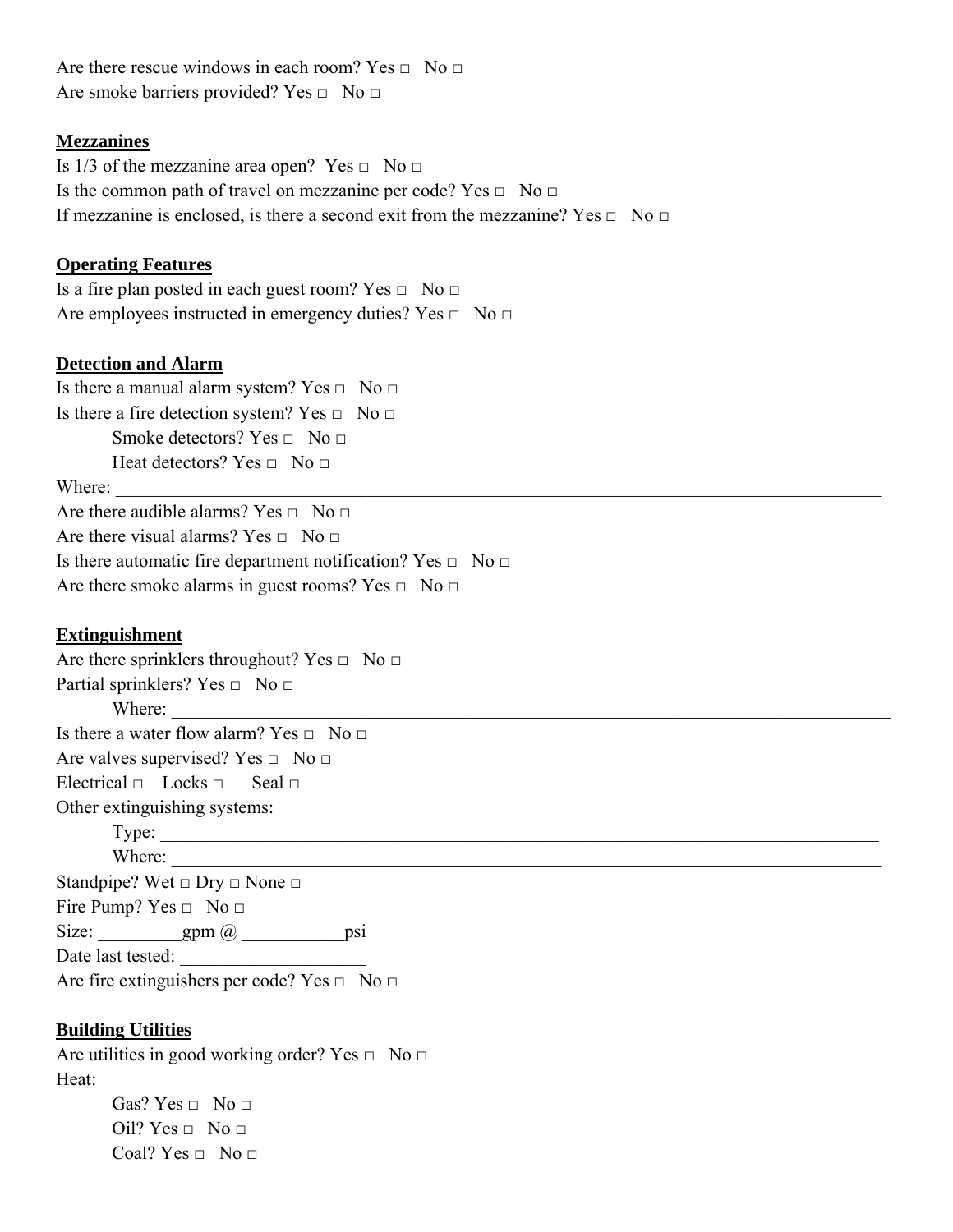Are there rescue windows in each room? Yes □ No □
Are smoke barriers provided? Yes □ No □

**Mezzanines**

Is 1/3 of the mezzanine area open? Yes □ No □
Is the common path of travel on mezzanine per code? Yes □ No □
If mezzanine is enclosed, is there a second exit from the mezzanine? Yes □ No □

**Operating Features**

Is a fire plan posted in each guest room? Yes □ No □
Are employees instructed in emergency duties? Yes □ No □

**Detection and Alarm**

Is there a manual alarm system? Yes □ No □
Is there a fire detection system? Yes □ No □
    Smoke detectors? Yes □ No □
    Heat detectors? Yes □ No □
Where: ______________________________________________________________________________
Are there audible alarms? Yes □ No □
Are there visual alarms? Yes □ No □
Is there automatic fire department notification? Yes □ No □
Are there smoke alarms in guest rooms? Yes □ No □

**Extinguishment**

Are there sprinklers throughout? Yes □ No □
Partial sprinklers? Yes □ No □
    Where: ___________________________________________________________________________
Is there a water flow alarm? Yes □ No □
Are valves supervised? Yes □ No □
Electrical □ Locks □ Seal □
Other extinguishing systems:
    Type: ____________________________________________________________________________
    Where: ___________________________________________________________________________
Standpipe? Wet □ Dry □ None □
Fire Pump? Yes □ No □
Size: _________gpm @ ___________psi
Date last tested: ____________________
Are fire extinguishers per code? Yes □ No □

**Building Utilities**

Are utilities in good working order? Yes □ No □
Heat:
    Gas? Yes □ No □
    Oil? Yes □ No □
    Coal? Yes □ No □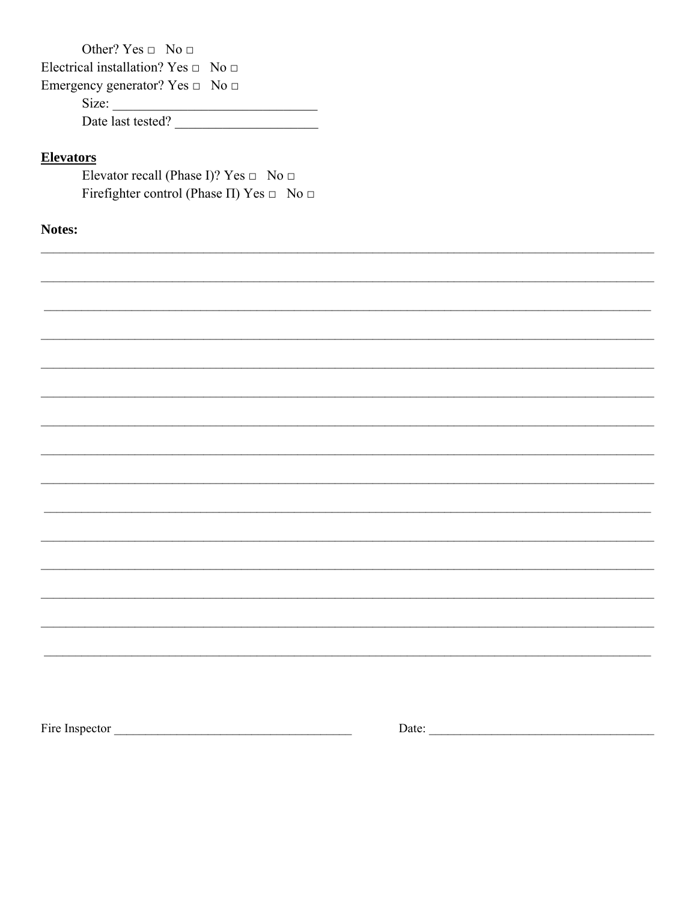Other? Yes □ No □

Electrical installation? Yes □ No □

Emergency generator? Yes □ No □

Size: ______________________________

Date last tested? _____________________

**Elevators**

Elevator recall (Phase I)? Yes □ No □

Firefighter control (Phase Π) Yes □ No □

**Notes:**

___________________________________________________________________________________________

___________________________________________________________________________________________

___________________________________________________________________________________________

___________________________________________________________________________________________

___________________________________________________________________________________________

___________________________________________________________________________________________

___________________________________________________________________________________________

___________________________________________________________________________________________

___________________________________________________________________________________________

___________________________________________________________________________________________

___________________________________________________________________________________________

___________________________________________________________________________________________

___________________________________________________________________________________________

___________________________________________________________________________________________

___________________________________________________________________________________________

Fire Inspector ____________________________________ Date: ___________________________________